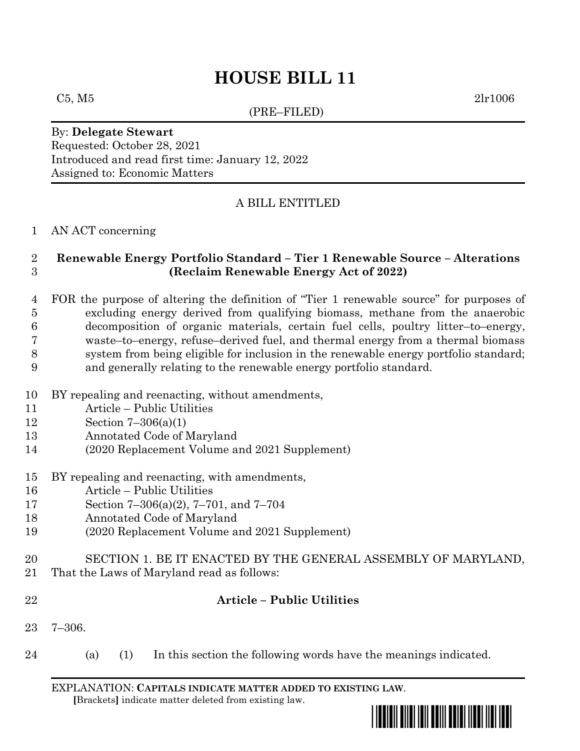# HOUSE BILL 11

C5, M5 2lr1006

(PRE–FILED)

By: **Delegate Stewart**
Requested: October 28, 2021
Introduced and read first time: January 12, 2022
Assigned to: Economic Matters

A BILL ENTITLED

1 AN ACT concerning

2 **Renewable Energy Portfolio Standard – Tier 1 Renewable Source – Alterations**
3 **(Reclaim Renewable Energy Act of 2022)**

4 FOR the purpose of altering the definition of "Tier 1 renewable source" for purposes of
5 excluding energy derived from qualifying biomass, methane from the anaerobic
6 decomposition of organic materials, certain fuel cells, poultry litter–to–energy,
7 waste–to–energy, refuse–derived fuel, and thermal energy from a thermal biomass
8 system from being eligible for inclusion in the renewable energy portfolio standard;
9 and generally relating to the renewable energy portfolio standard.

10 BY repealing and reenacting, without amendments,
11 Article – Public Utilities
12 Section 7–306(a)(1)
13 Annotated Code of Maryland
14 (2020 Replacement Volume and 2021 Supplement)

15 BY repealing and reenacting, with amendments,
16 Article – Public Utilities
17 Section 7–306(a)(2), 7–701, and 7–704
18 Annotated Code of Maryland
19 (2020 Replacement Volume and 2021 Supplement)

20 SECTION 1. BE IT ENACTED BY THE GENERAL ASSEMBLY OF MARYLAND,
21 That the Laws of Maryland read as follows:

22 **Article – Public Utilities**

23 7–306.

24 (a) (1) In this section the following words have the meanings indicated.

EXPLANATION: **CAPITALS INDICATE MATTER ADDED TO EXISTING LAW.**
**[**Brackets**]** indicate matter deleted from existing law.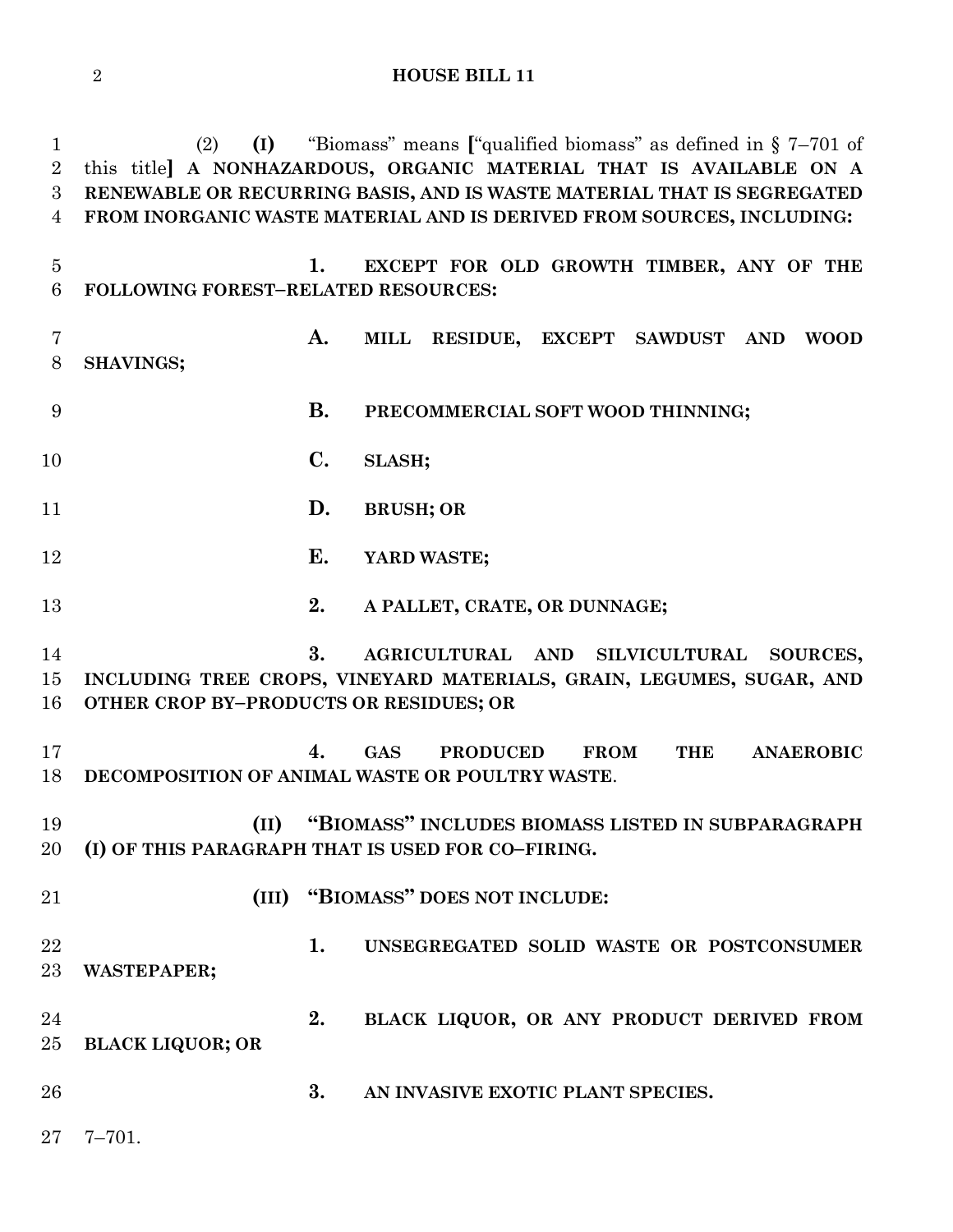(2) **(I)** "Biomass" means **[**"qualified biomass" as defined in § 7–701 of this title**] A NONHAZARDOUS, ORGANIC MATERIAL THAT IS AVAILABLE ON A RENEWABLE OR RECURRING BASIS, AND IS WASTE MATERIAL THAT IS SEGREGATED FROM INORGANIC WASTE MATERIAL AND IS DERIVED FROM SOURCES, INCLUDING:**

**1. EXCEPT FOR OLD GROWTH TIMBER, ANY OF THE FOLLOWING FOREST–RELATED RESOURCES:**

**A. MILL RESIDUE, EXCEPT SAWDUST AND WOOD SHAVINGS;**

**B. PRECOMMERCIAL SOFT WOOD THINNING;**

**C. SLASH;**

**D. BRUSH; OR**

**E. YARD WASTE;**

**2. A PALLET, CRATE, OR DUNNAGE;**

**3. AGRICULTURAL AND SILVICULTURAL SOURCES, INCLUDING TREE CROPS, VINEYARD MATERIALS, GRAIN, LEGUMES, SUGAR, AND OTHER CROP BY–PRODUCTS OR RESIDUES; OR**

**4. GAS PRODUCED FROM THE ANAEROBIC DECOMPOSITION OF ANIMAL WASTE OR POULTRY WASTE**.

**(II) "BIOMASS" INCLUDES BIOMASS LISTED IN SUBPARAGRAPH (I) OF THIS PARAGRAPH THAT IS USED FOR CO–FIRING.**

**(III) "BIOMASS" DOES NOT INCLUDE:**

**1. UNSEGREGATED SOLID WASTE OR POSTCONSUMER WASTEPAPER;**

**2. BLACK LIQUOR, OR ANY PRODUCT DERIVED FROM BLACK LIQUOR; OR**

**3. AN INVASIVE EXOTIC PLANT SPECIES.**

7–701.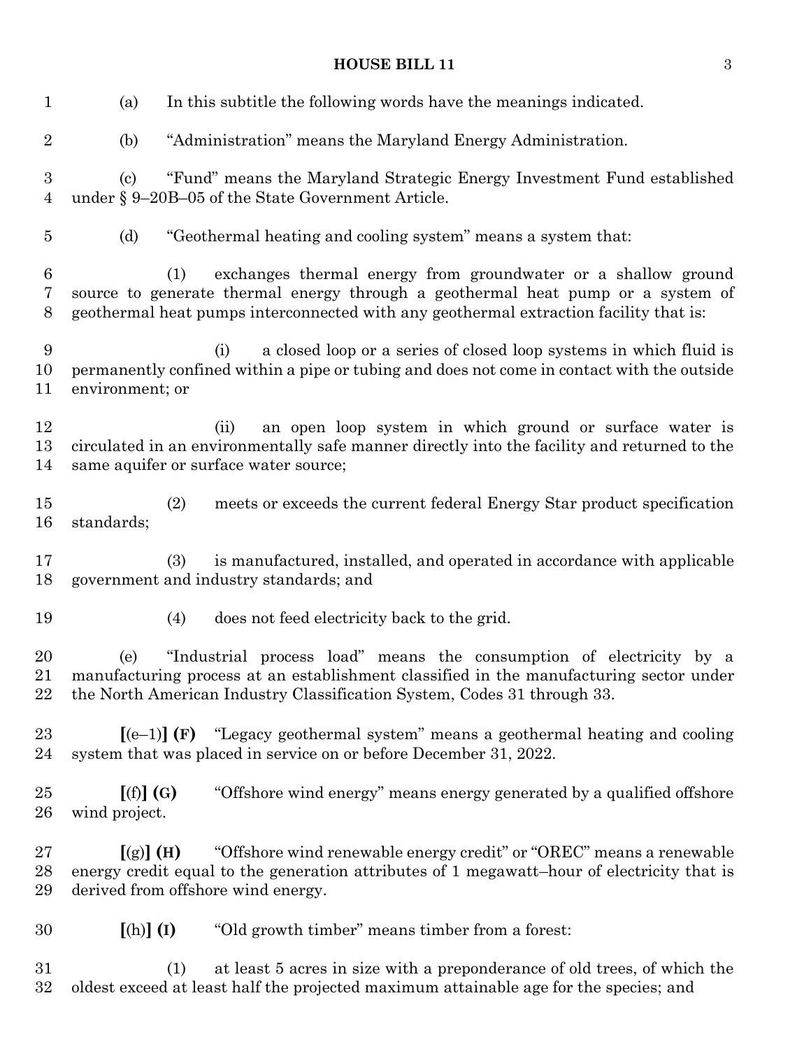(a) In this subtitle the following words have the meanings indicated.

(b) "Administration" means the Maryland Energy Administration.

(c) "Fund" means the Maryland Strategic Energy Investment Fund established under § 9–20B–05 of the State Government Article.

(d) "Geothermal heating and cooling system" means a system that:

(1) exchanges thermal energy from groundwater or a shallow ground source to generate thermal energy through a geothermal heat pump or a system of geothermal heat pumps interconnected with any geothermal extraction facility that is:

(i) a closed loop or a series of closed loop systems in which fluid is permanently confined within a pipe or tubing and does not come in contact with the outside environment; or

(ii) an open loop system in which ground or surface water is circulated in an environmentally safe manner directly into the facility and returned to the same aquifer or surface water source;

(2) meets or exceeds the current federal Energy Star product specification standards;

(3) is manufactured, installed, and operated in accordance with applicable government and industry standards; and

(4) does not feed electricity back to the grid.

(e) "Industrial process load" means the consumption of electricity by a manufacturing process at an establishment classified in the manufacturing sector under the North American Industry Classification System, Codes 31 through 33.

**[**(e–1)**] (F)** "Legacy geothermal system" means a geothermal heating and cooling system that was placed in service on or before December 31, 2022.

**[**(f)**] (G)** "Offshore wind energy" means energy generated by a qualified offshore wind project.

**[**(g)**] (H)** "Offshore wind renewable energy credit" or "OREC" means a renewable energy credit equal to the generation attributes of 1 megawatt–hour of electricity that is derived from offshore wind energy.

**[**(h)**] (I)** "Old growth timber" means timber from a forest:

(1) at least 5 acres in size with a preponderance of old trees, of which the oldest exceed at least half the projected maximum attainable age for the species; and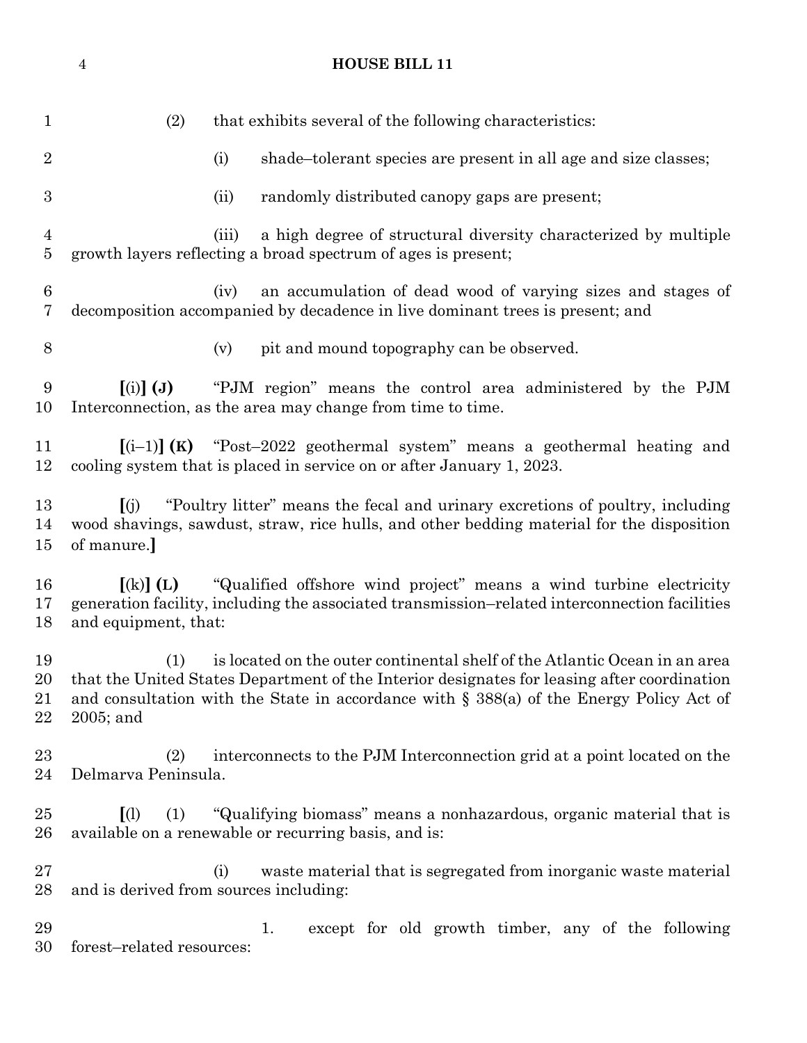(2) that exhibits several of the following characteristics:

(i) shade–tolerant species are present in all age and size classes;

(ii) randomly distributed canopy gaps are present;

(iii) a high degree of structural diversity characterized by multiple growth layers reflecting a broad spectrum of ages is present;

(iv) an accumulation of dead wood of varying sizes and stages of decomposition accompanied by decadence in live dominant trees is present; and

(v) pit and mound topography can be observed.

**[**(i)**] (J)** "PJM region" means the control area administered by the PJM Interconnection, as the area may change from time to time.

**[**(i–1)**] (K)** "Post–2022 geothermal system" means a geothermal heating and cooling system that is placed in service on or after January 1, 2023.

**[**(j) "Poultry litter" means the fecal and urinary excretions of poultry, including wood shavings, sawdust, straw, rice hulls, and other bedding material for the disposition of manure.**]**

**[**(k)**] (L)** "Qualified offshore wind project" means a wind turbine electricity generation facility, including the associated transmission–related interconnection facilities and equipment, that:

(1) is located on the outer continental shelf of the Atlantic Ocean in an area that the United States Department of the Interior designates for leasing after coordination and consultation with the State in accordance with § 388(a) of the Energy Policy Act of 2005; and

(2) interconnects to the PJM Interconnection grid at a point located on the Delmarva Peninsula.

**[**(l) (1) "Qualifying biomass" means a nonhazardous, organic material that is available on a renewable or recurring basis, and is:

(i) waste material that is segregated from inorganic waste material and is derived from sources including:

1. except for old growth timber, any of the following forest–related resources: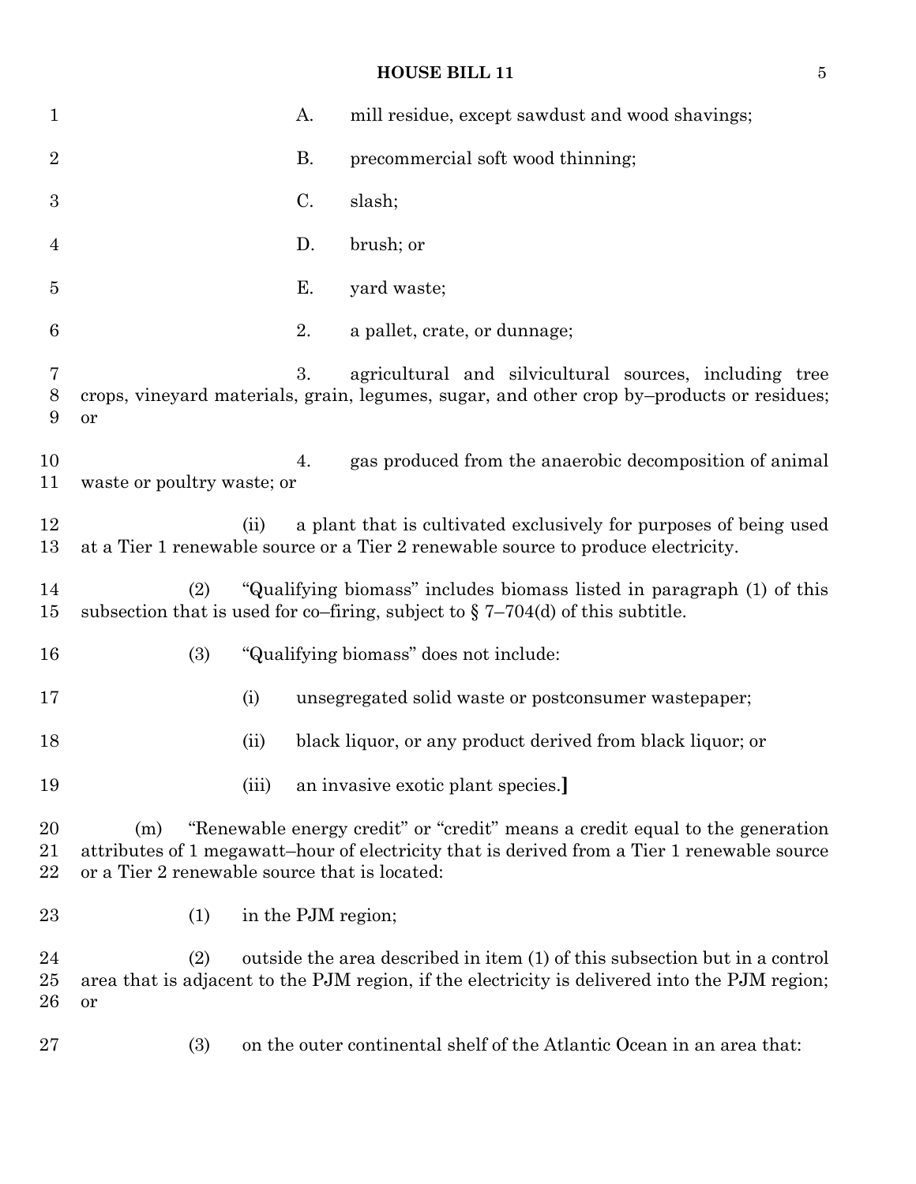A. mill residue, except sawdust and wood shavings;

B. precommercial soft wood thinning;

C. slash;

D. brush; or

E. yard waste;

2. a pallet, crate, or dunnage;

3. agricultural and silvicultural sources, including tree crops, vineyard materials, grain, legumes, sugar, and other crop by–products or residues; or

4. gas produced from the anaerobic decomposition of animal waste or poultry waste; or

(ii) a plant that is cultivated exclusively for purposes of being used at a Tier 1 renewable source or a Tier 2 renewable source to produce electricity.

(2) "Qualifying biomass" includes biomass listed in paragraph (1) of this subsection that is used for co–firing, subject to § 7–704(d) of this subtitle.

(3) "Qualifying biomass" does not include:

(i) unsegregated solid waste or postconsumer wastepaper;

(ii) black liquor, or any product derived from black liquor; or

(iii) an invasive exotic plant species.**]**

(m) "Renewable energy credit" or "credit" means a credit equal to the generation attributes of 1 megawatt–hour of electricity that is derived from a Tier 1 renewable source or a Tier 2 renewable source that is located:

(1) in the PJM region;

(2) outside the area described in item (1) of this subsection but in a control area that is adjacent to the PJM region, if the electricity is delivered into the PJM region; or

(3) on the outer continental shelf of the Atlantic Ocean in an area that: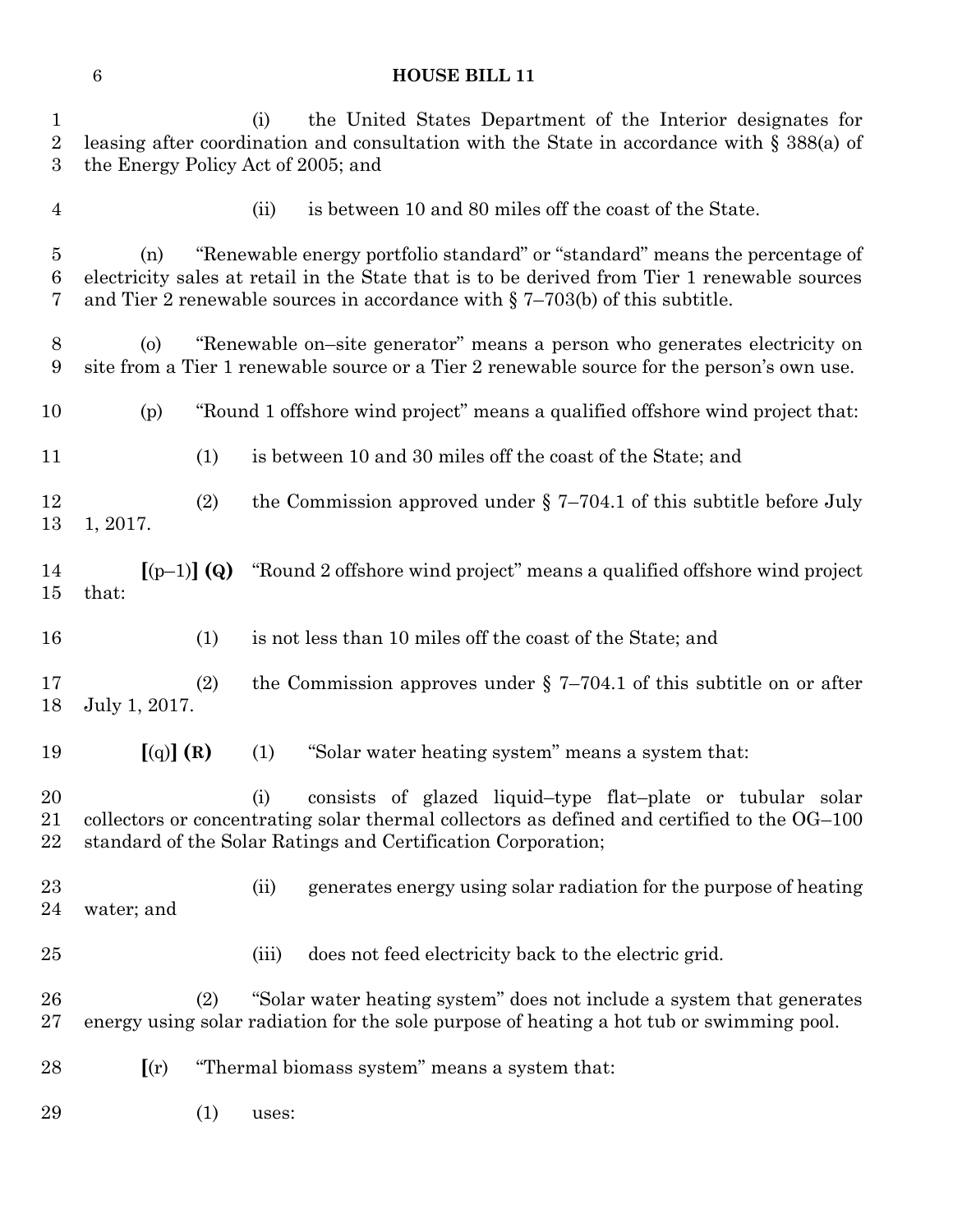(i) the United States Department of the Interior designates for leasing after coordination and consultation with the State in accordance with § 388(a) of the Energy Policy Act of 2005; and

(ii) is between 10 and 80 miles off the coast of the State.

(n) "Renewable energy portfolio standard" or "standard" means the percentage of electricity sales at retail in the State that is to be derived from Tier 1 renewable sources and Tier 2 renewable sources in accordance with § 7–703(b) of this subtitle.

(o) "Renewable on–site generator" means a person who generates electricity on site from a Tier 1 renewable source or a Tier 2 renewable source for the person's own use.

(p) "Round 1 offshore wind project" means a qualified offshore wind project that:

(1) is between 10 and 30 miles off the coast of the State; and

(2) the Commission approved under § 7–704.1 of this subtitle before July 1, 2017.

**[**(p–1)**] (Q)** "Round 2 offshore wind project" means a qualified offshore wind project that:

(1) is not less than 10 miles off the coast of the State; and

(2) the Commission approves under § 7–704.1 of this subtitle on or after July 1, 2017.

**[**(q)**] (R)** (1) "Solar water heating system" means a system that:

(i) consists of glazed liquid–type flat–plate or tubular solar collectors or concentrating solar thermal collectors as defined and certified to the OG–100 standard of the Solar Ratings and Certification Corporation;

(ii) generates energy using solar radiation for the purpose of heating water; and

(iii) does not feed electricity back to the electric grid.

(2) "Solar water heating system" does not include a system that generates energy using solar radiation for the sole purpose of heating a hot tub or swimming pool.

**[**(r) "Thermal biomass system" means a system that:

(1) uses: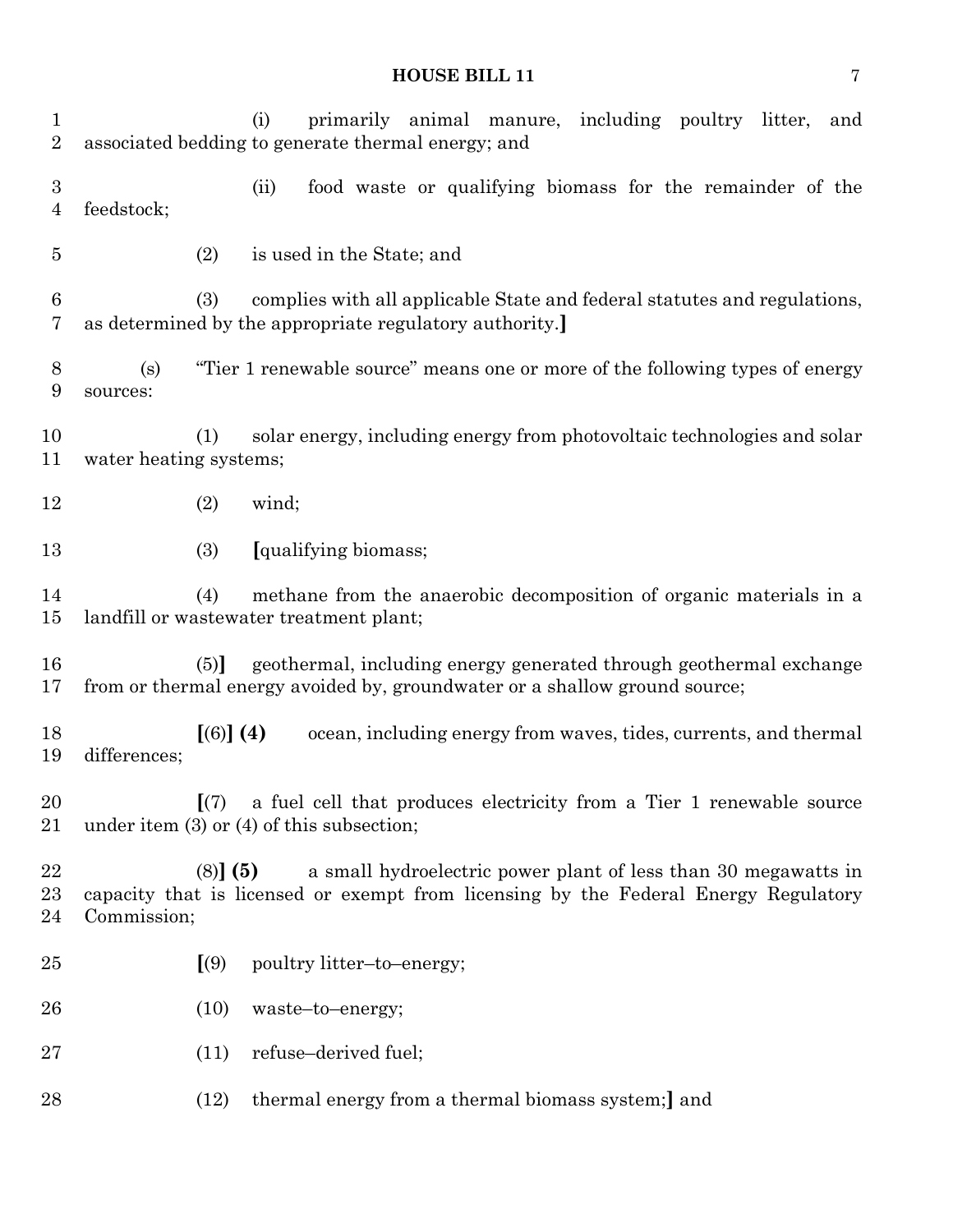(i) primarily animal manure, including poultry litter, and associated bedding to generate thermal energy; and

(ii) food waste or qualifying biomass for the remainder of the feedstock;

(2) is used in the State; and

(3) complies with all applicable State and federal statutes and regulations, as determined by the appropriate regulatory authority.]

(s) "Tier 1 renewable source" means one or more of the following types of energy sources:

(1) solar energy, including energy from photovoltaic technologies and solar water heating systems;

(2) wind;

(3) [qualifying biomass;

(4) methane from the anaerobic decomposition of organic materials in a landfill or wastewater treatment plant;

(5)] geothermal, including energy generated through geothermal exchange from or thermal energy avoided by, groundwater or a shallow ground source;

[(6)] **(4)** ocean, including energy from waves, tides, currents, and thermal differences;

[(7) a fuel cell that produces electricity from a Tier 1 renewable source under item (3) or (4) of this subsection;

(8)] **(5)** a small hydroelectric power plant of less than 30 megawatts in capacity that is licensed or exempt from licensing by the Federal Energy Regulatory Commission;

[(9) poultry litter–to–energy;

(10) waste–to–energy;

(11) refuse–derived fuel;

(12) thermal energy from a thermal biomass system;] and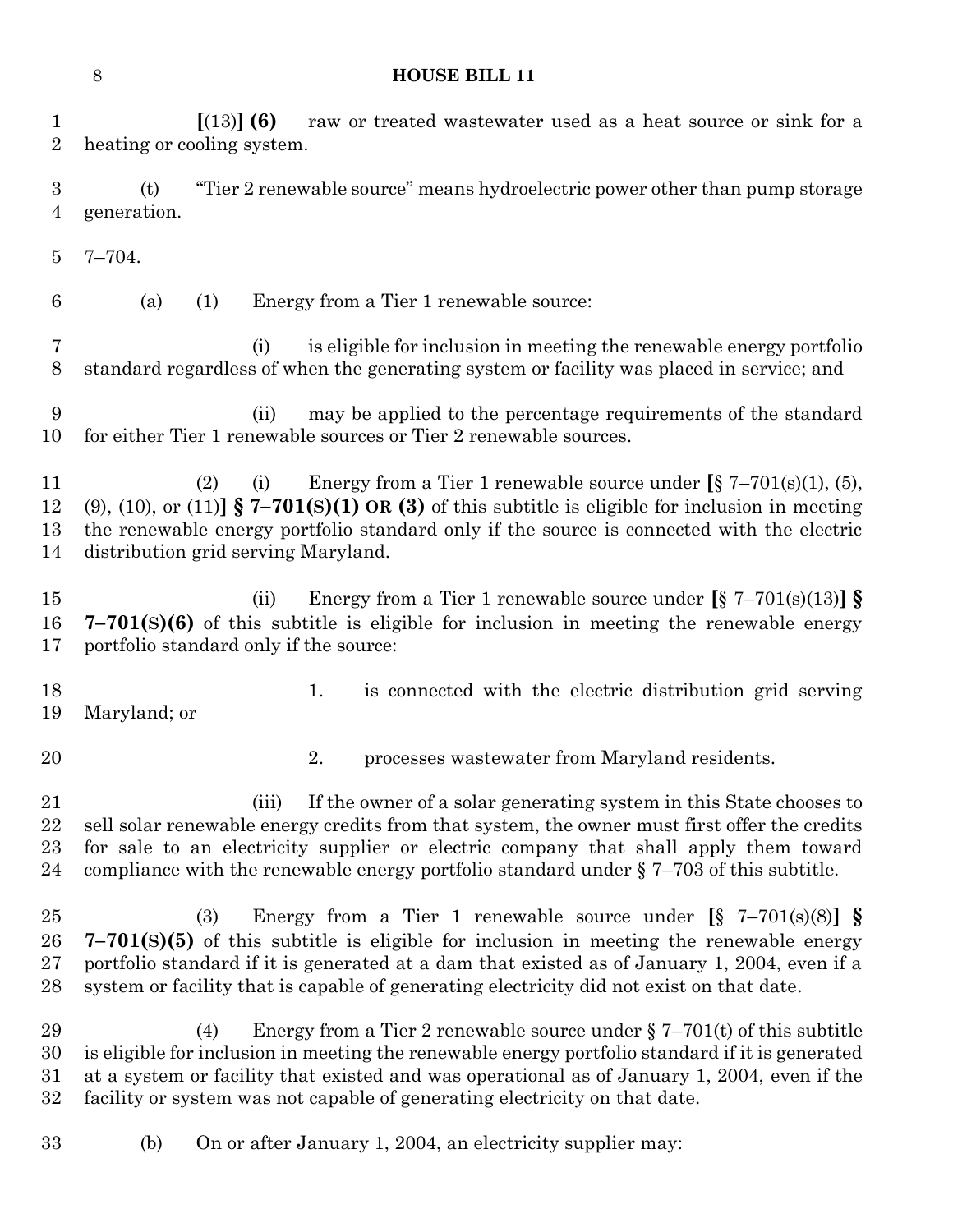**[**(13)**] (6)** raw or treated wastewater used as a heat source or sink for a heating or cooling system.

(t) "Tier 2 renewable source" means hydroelectric power other than pump storage generation.

7–704.

(a) (1) Energy from a Tier 1 renewable source:

(i) is eligible for inclusion in meeting the renewable energy portfolio standard regardless of when the generating system or facility was placed in service; and

(ii) may be applied to the percentage requirements of the standard for either Tier 1 renewable sources or Tier 2 renewable sources.

(2) (i) Energy from a Tier 1 renewable source under **[**§ 7–701(s)(1), (5), (9), (10), or (11)**] § 7–701(S)(1) OR (3)** of this subtitle is eligible for inclusion in meeting the renewable energy portfolio standard only if the source is connected with the electric distribution grid serving Maryland.

(ii) Energy from a Tier 1 renewable source under **[**§ 7–701(s)(13)**] § 7–701(S)(6)** of this subtitle is eligible for inclusion in meeting the renewable energy portfolio standard only if the source:

1. is connected with the electric distribution grid serving Maryland; or

2. processes wastewater from Maryland residents.

(iii) If the owner of a solar generating system in this State chooses to sell solar renewable energy credits from that system, the owner must first offer the credits for sale to an electricity supplier or electric company that shall apply them toward compliance with the renewable energy portfolio standard under § 7–703 of this subtitle.

(3) Energy from a Tier 1 renewable source under **[**§ 7–701(s)(8)**] § 7–701(S)(5)** of this subtitle is eligible for inclusion in meeting the renewable energy portfolio standard if it is generated at a dam that existed as of January 1, 2004, even if a system or facility that is capable of generating electricity did not exist on that date.

(4) Energy from a Tier 2 renewable source under § 7–701(t) of this subtitle is eligible for inclusion in meeting the renewable energy portfolio standard if it is generated at a system or facility that existed and was operational as of January 1, 2004, even if the facility or system was not capable of generating electricity on that date.

(b) On or after January 1, 2004, an electricity supplier may: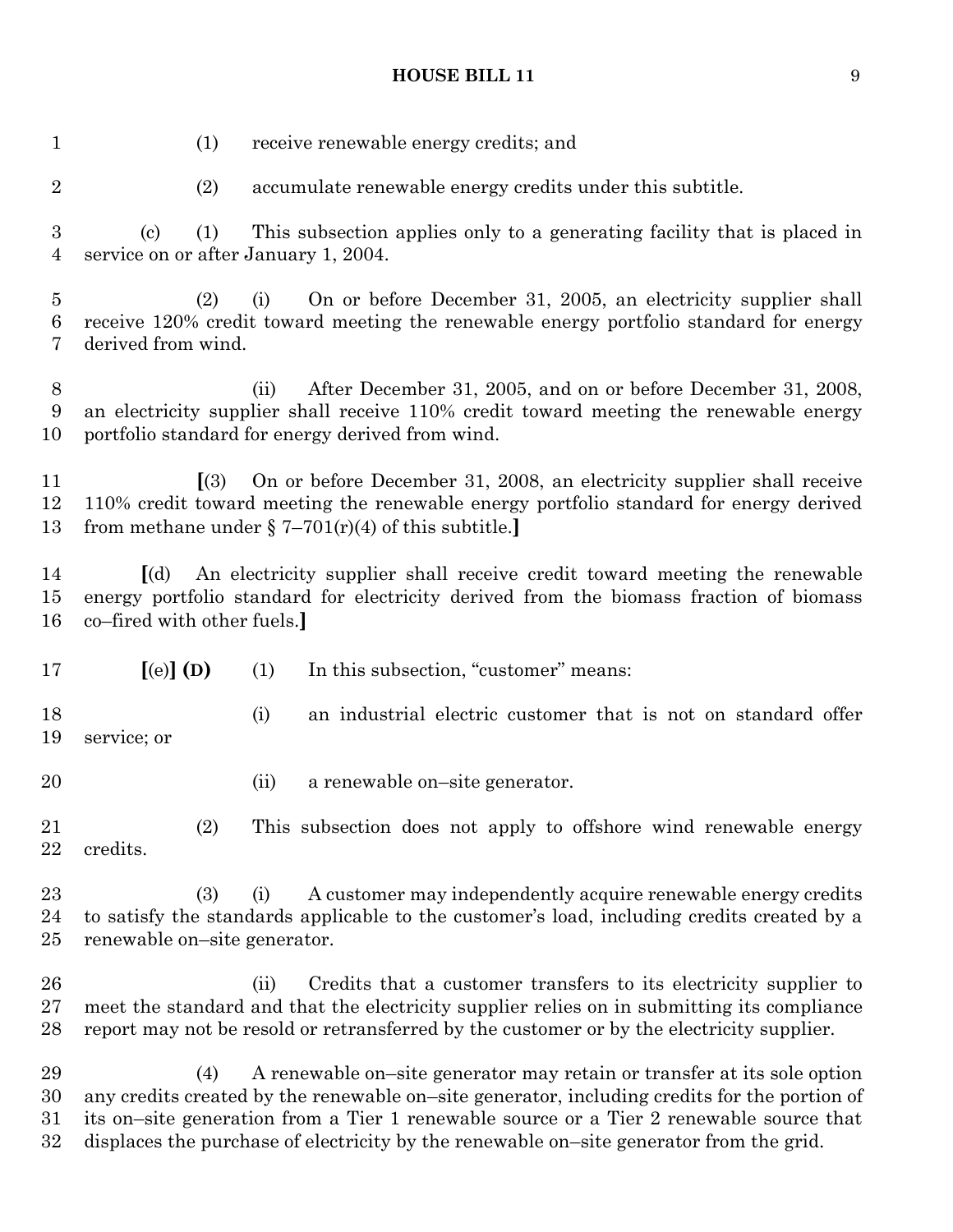(1) receive renewable energy credits; and

(2) accumulate renewable energy credits under this subtitle.

(c) (1) This subsection applies only to a generating facility that is placed in service on or after January 1, 2004.

(2) (i) On or before December 31, 2005, an electricity supplier shall receive 120% credit toward meeting the renewable energy portfolio standard for energy derived from wind.

(ii) After December 31, 2005, and on or before December 31, 2008, an electricity supplier shall receive 110% credit toward meeting the renewable energy portfolio standard for energy derived from wind.

**[**(3) On or before December 31, 2008, an electricity supplier shall receive 110% credit toward meeting the renewable energy portfolio standard for energy derived from methane under § 7–701(r)(4) of this subtitle.**]**

**[**(d) An electricity supplier shall receive credit toward meeting the renewable energy portfolio standard for electricity derived from the biomass fraction of biomass co–fired with other fuels.**]**

**[**(e)**] (D)** (1) In this subsection, "customer" means:

(i) an industrial electric customer that is not on standard offer service; or

(ii) a renewable on–site generator.

(2) This subsection does not apply to offshore wind renewable energy credits.

(3) (i) A customer may independently acquire renewable energy credits to satisfy the standards applicable to the customer's load, including credits created by a renewable on–site generator.

(ii) Credits that a customer transfers to its electricity supplier to meet the standard and that the electricity supplier relies on in submitting its compliance report may not be resold or retransferred by the customer or by the electricity supplier.

(4) A renewable on–site generator may retain or transfer at its sole option any credits created by the renewable on–site generator, including credits for the portion of its on–site generation from a Tier 1 renewable source or a Tier 2 renewable source that displaces the purchase of electricity by the renewable on–site generator from the grid.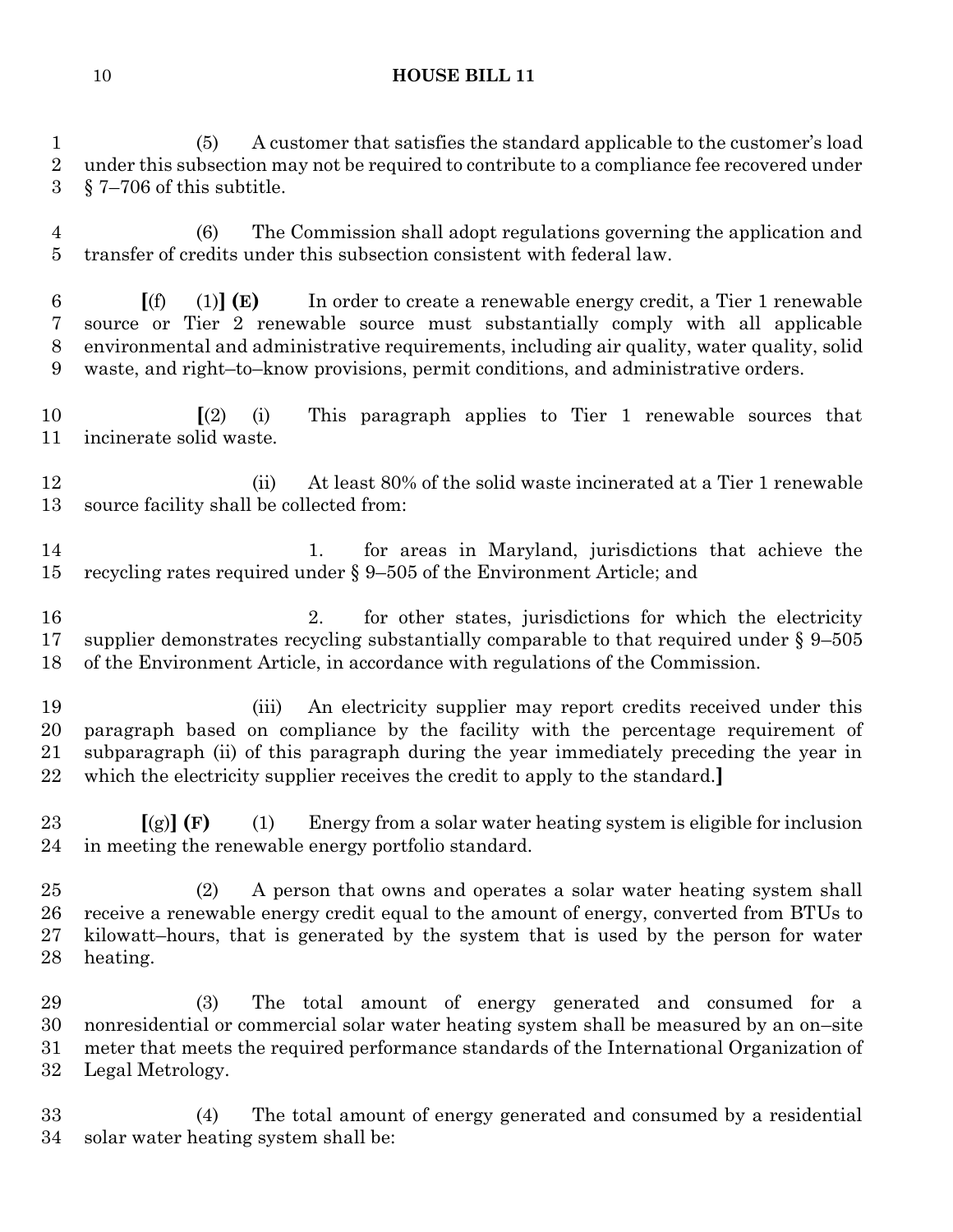(5) A customer that satisfies the standard applicable to the customer's load under this subsection may not be required to contribute to a compliance fee recovered under § 7–706 of this subtitle.

(6) The Commission shall adopt regulations governing the application and transfer of credits under this subsection consistent with federal law.

**[**(f) (1)**] (E)** In order to create a renewable energy credit, a Tier 1 renewable source or Tier 2 renewable source must substantially comply with all applicable environmental and administrative requirements, including air quality, water quality, solid waste, and right–to–know provisions, permit conditions, and administrative orders.

**[**(2) (i) This paragraph applies to Tier 1 renewable sources that incinerate solid waste.

(ii) At least 80% of the solid waste incinerated at a Tier 1 renewable source facility shall be collected from:

1. for areas in Maryland, jurisdictions that achieve the recycling rates required under § 9–505 of the Environment Article; and

2. for other states, jurisdictions for which the electricity supplier demonstrates recycling substantially comparable to that required under § 9–505 of the Environment Article, in accordance with regulations of the Commission.

(iii) An electricity supplier may report credits received under this paragraph based on compliance by the facility with the percentage requirement of subparagraph (ii) of this paragraph during the year immediately preceding the year in which the electricity supplier receives the credit to apply to the standard.**]**

**[**(g)**] (F)** (1) Energy from a solar water heating system is eligible for inclusion in meeting the renewable energy portfolio standard.

(2) A person that owns and operates a solar water heating system shall receive a renewable energy credit equal to the amount of energy, converted from BTUs to kilowatt–hours, that is generated by the system that is used by the person for water heating.

(3) The total amount of energy generated and consumed for a nonresidential or commercial solar water heating system shall be measured by an on–site meter that meets the required performance standards of the International Organization of Legal Metrology.

(4) The total amount of energy generated and consumed by a residential solar water heating system shall be: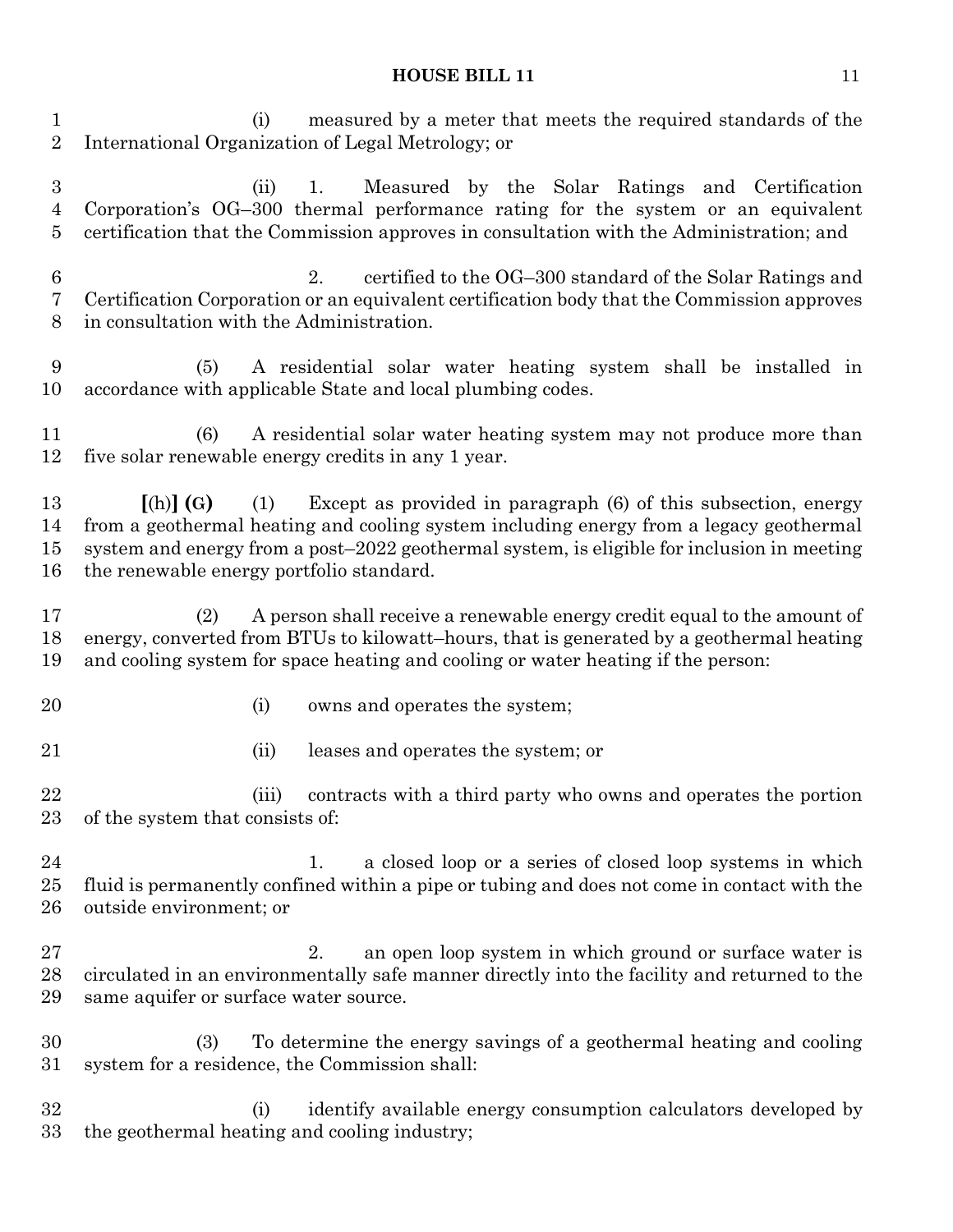(i) measured by a meter that meets the required standards of the International Organization of Legal Metrology; or

(ii) 1. Measured by the Solar Ratings and Certification Corporation's OG–300 thermal performance rating for the system or an equivalent certification that the Commission approves in consultation with the Administration; and

2. certified to the OG–300 standard of the Solar Ratings and Certification Corporation or an equivalent certification body that the Commission approves in consultation with the Administration.

(5) A residential solar water heating system shall be installed in accordance with applicable State and local plumbing codes.

(6) A residential solar water heating system may not produce more than five solar renewable energy credits in any 1 year.

**[**(h)**] (G)** (1) Except as provided in paragraph (6) of this subsection, energy from a geothermal heating and cooling system including energy from a legacy geothermal system and energy from a post–2022 geothermal system, is eligible for inclusion in meeting the renewable energy portfolio standard.

(2) A person shall receive a renewable energy credit equal to the amount of energy, converted from BTUs to kilowatt–hours, that is generated by a geothermal heating and cooling system for space heating and cooling or water heating if the person:

(i) owns and operates the system;

(ii) leases and operates the system; or

(iii) contracts with a third party who owns and operates the portion of the system that consists of:

1. a closed loop or a series of closed loop systems in which fluid is permanently confined within a pipe or tubing and does not come in contact with the outside environment; or

2. an open loop system in which ground or surface water is circulated in an environmentally safe manner directly into the facility and returned to the same aquifer or surface water source.

(3) To determine the energy savings of a geothermal heating and cooling system for a residence, the Commission shall:

(i) identify available energy consumption calculators developed by the geothermal heating and cooling industry;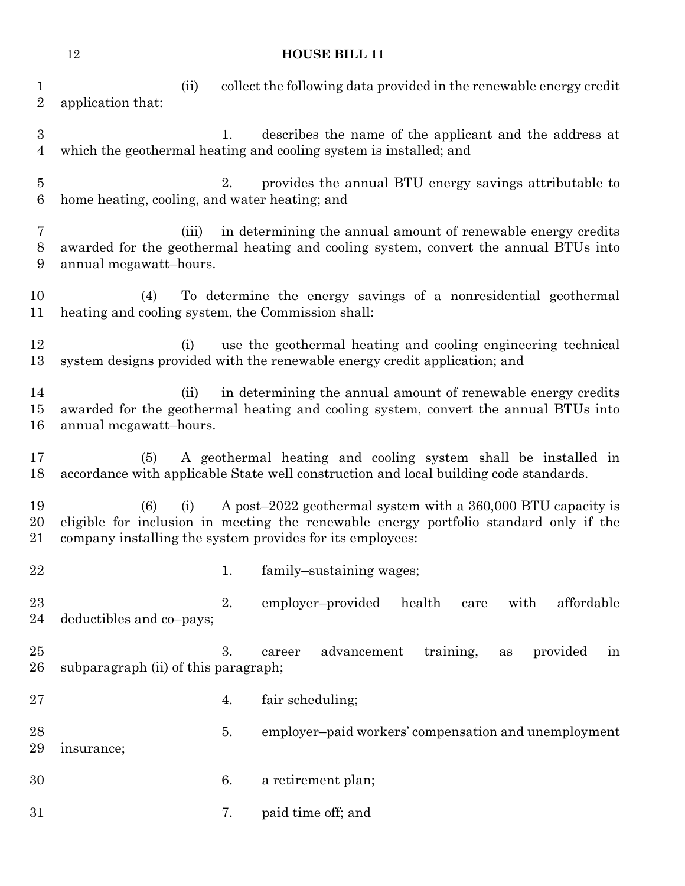(ii) collect the following data provided in the renewable energy credit application that:

1. describes the name of the applicant and the address at which the geothermal heating and cooling system is installed; and

2. provides the annual BTU energy savings attributable to home heating, cooling, and water heating; and

(iii) in determining the annual amount of renewable energy credits awarded for the geothermal heating and cooling system, convert the annual BTUs into annual megawatt–hours.

(4) To determine the energy savings of a nonresidential geothermal heating and cooling system, the Commission shall:

(i) use the geothermal heating and cooling engineering technical system designs provided with the renewable energy credit application; and

(ii) in determining the annual amount of renewable energy credits awarded for the geothermal heating and cooling system, convert the annual BTUs into annual megawatt–hours.

(5) A geothermal heating and cooling system shall be installed in accordance with applicable State well construction and local building code standards.

(6) (i) A post–2022 geothermal system with a 360,000 BTU capacity is eligible for inclusion in meeting the renewable energy portfolio standard only if the company installing the system provides for its employees:

1. family–sustaining wages;

2. employer–provided health care with affordable deductibles and co–pays;

3. career advancement training, as provided in subparagraph (ii) of this paragraph;

4. fair scheduling;

5. employer–paid workers' compensation and unemployment insurance;

6. a retirement plan;

7. paid time off; and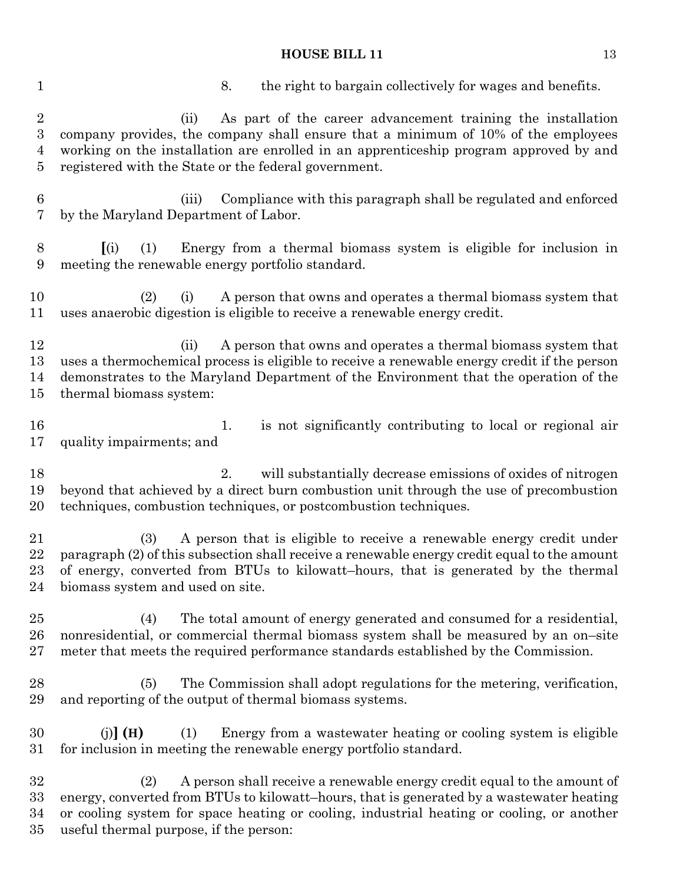8. the right to bargain collectively for wages and benefits.

(ii) As part of the career advancement training the installation company provides, the company shall ensure that a minimum of 10% of the employees working on the installation are enrolled in an apprenticeship program approved by and registered with the State or the federal government.

(iii) Compliance with this paragraph shall be regulated and enforced by the Maryland Department of Labor.

**[**(i) (1) Energy from a thermal biomass system is eligible for inclusion in meeting the renewable energy portfolio standard.

(2) (i) A person that owns and operates a thermal biomass system that uses anaerobic digestion is eligible to receive a renewable energy credit.

(ii) A person that owns and operates a thermal biomass system that uses a thermochemical process is eligible to receive a renewable energy credit if the person demonstrates to the Maryland Department of the Environment that the operation of the thermal biomass system:

1. is not significantly contributing to local or regional air quality impairments; and

2. will substantially decrease emissions of oxides of nitrogen beyond that achieved by a direct burn combustion unit through the use of precombustion techniques, combustion techniques, or postcombustion techniques.

(3) A person that is eligible to receive a renewable energy credit under paragraph (2) of this subsection shall receive a renewable energy credit equal to the amount of energy, converted from BTUs to kilowatt–hours, that is generated by the thermal biomass system and used on site.

(4) The total amount of energy generated and consumed for a residential, nonresidential, or commercial thermal biomass system shall be measured by an on–site meter that meets the required performance standards established by the Commission.

(5) The Commission shall adopt regulations for the metering, verification, and reporting of the output of thermal biomass systems.

(j)**] (H)** (1) Energy from a wastewater heating or cooling system is eligible for inclusion in meeting the renewable energy portfolio standard.

(2) A person shall receive a renewable energy credit equal to the amount of energy, converted from BTUs to kilowatt–hours, that is generated by a wastewater heating or cooling system for space heating or cooling, industrial heating or cooling, or another useful thermal purpose, if the person: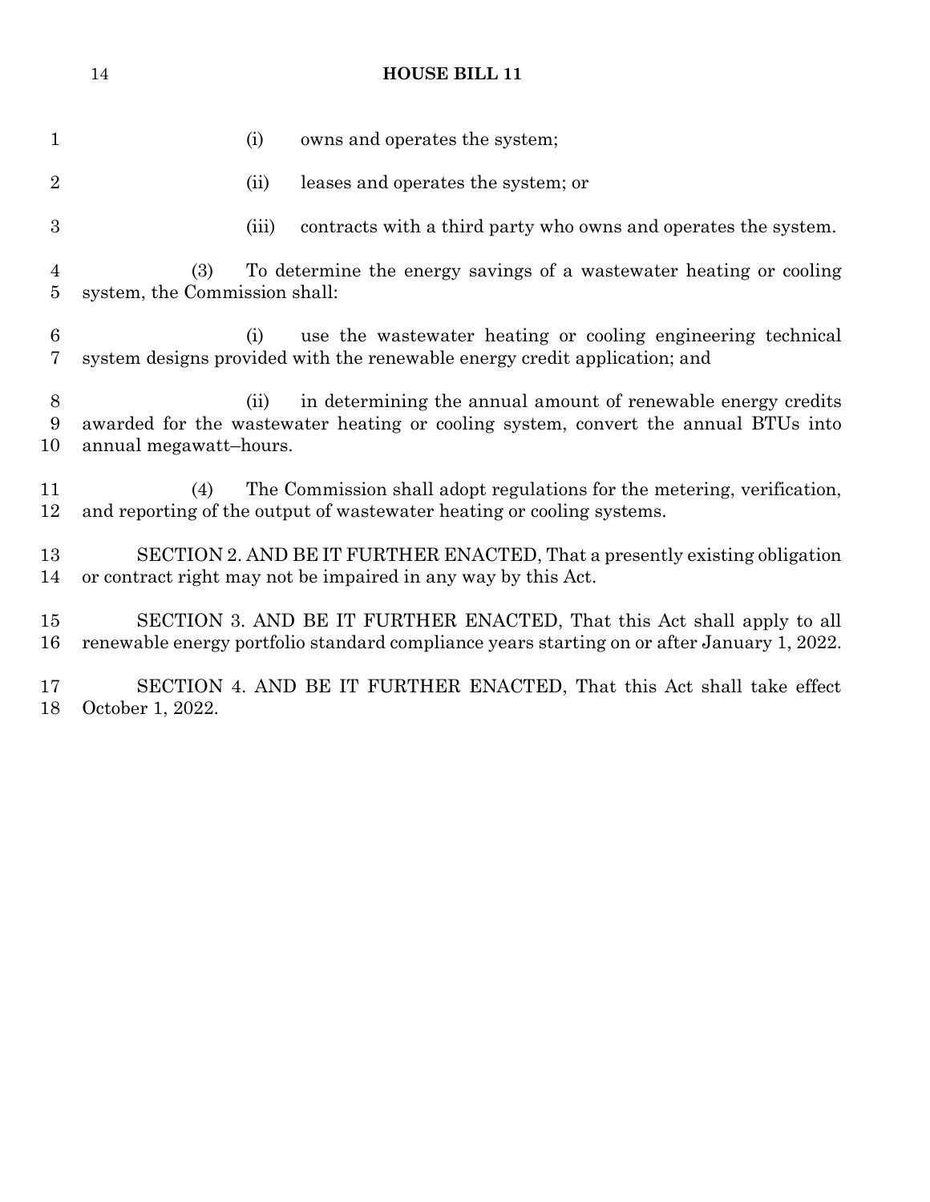(i) owns and operates the system;

(ii) leases and operates the system; or

(iii) contracts with a third party who owns and operates the system.

(3) To determine the energy savings of a wastewater heating or cooling system, the Commission shall:

(i) use the wastewater heating or cooling engineering technical system designs provided with the renewable energy credit application; and

(ii) in determining the annual amount of renewable energy credits awarded for the wastewater heating or cooling system, convert the annual BTUs into annual megawatt–hours.

(4) The Commission shall adopt regulations for the metering, verification, and reporting of the output of wastewater heating or cooling systems.

SECTION 2. AND BE IT FURTHER ENACTED, That a presently existing obligation or contract right may not be impaired in any way by this Act.

SECTION 3. AND BE IT FURTHER ENACTED, That this Act shall apply to all renewable energy portfolio standard compliance years starting on or after January 1, 2022.

SECTION 4. AND BE IT FURTHER ENACTED, That this Act shall take effect October 1, 2022.